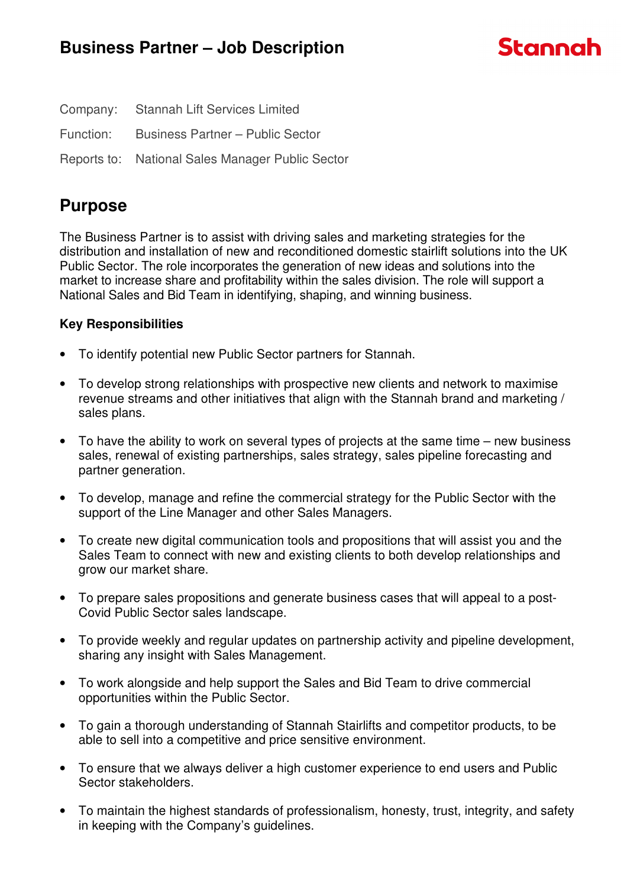# Business Partner – Job Description

Stannah

Company: Stannah Lift Services Limited

Function: Business Partner – Public Sector

Reports to: National Sales Manager Public Sector

## Purpose

The Business Partner is to assist with driving sales and marketing strategies for the distribution and installation of new and reconditioned domestic stairlift solutions into the UK Public Sector. The role incorporates the generation of new ideas and solutions into the market to increase share and profitability within the sales division. The role will support a National Sales and Bid Team in identifying, shaping, and winning business.

### Key Responsibilities

- To identify potential new Public Sector partners for Stannah.
- To develop strong relationships with prospective new clients and network to maximise revenue streams and other initiatives that align with the Stannah brand and marketing / sales plans.
- To have the ability to work on several types of projects at the same time – new business sales, renewal of existing partnerships, sales strategy, sales pipeline forecasting and partner generation.
- To develop, manage and refine the commercial strategy for the Public Sector with the support of the Line Manager and other Sales Managers.
- To create new digital communication tools and propositions that will assist you and the Sales Team to connect with new and existing clients to both develop relationships and grow our market share.
- To prepare sales propositions and generate business cases that will appeal to a post-Covid Public Sector sales landscape.
- To provide weekly and regular updates on partnership activity and pipeline development, sharing any insight with Sales Management.
- To work alongside and help support the Sales and Bid Team to drive commercial opportunities within the Public Sector.
- To gain a thorough understanding of Stannah Stairlifts and competitor products, to be able to sell into a competitive and price sensitive environment.
- To ensure that we always deliver a high customer experience to end users and Public Sector stakeholders.
- To maintain the highest standards of professionalism, honesty, trust, integrity, and safety in keeping with the Company's guidelines.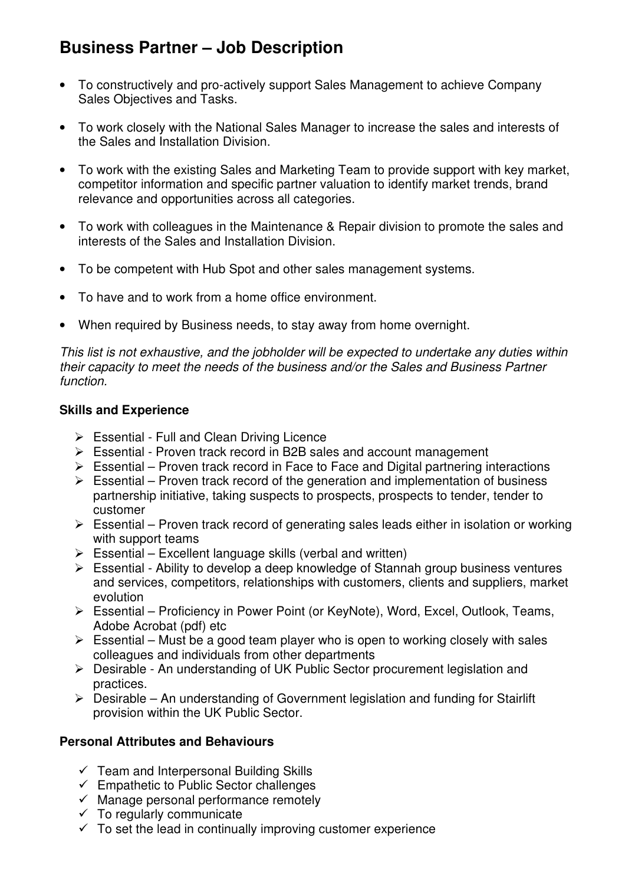# Business Partner – Job Description

- To constructively and pro-actively support Sales Management to achieve Company Sales Objectives and Tasks.
- To work closely with the National Sales Manager to increase the sales and interests of the Sales and Installation Division.
- To work with the existing Sales and Marketing Team to provide support with key market, competitor information and specific partner valuation to identify market trends, brand relevance and opportunities across all categories.
- To work with colleagues in the Maintenance & Repair division to promote the sales and interests of the Sales and Installation Division.
- To be competent with Hub Spot and other sales management systems.
- To have and to work from a home office environment.
- When required by Business needs, to stay away from home overnight.

*This list is not exhaustive, and the jobholder will be expected to undertake any duties within their capacity to meet the needs of the business and/or the Sales and Business Partner function.*

**Skills and Experience**

- Essential - Full and Clean Driving Licence
- Essential - Proven track record in B2B sales and account management
- Essential – Proven track record in Face to Face and Digital partnering interactions
- Essential – Proven track record of the generation and implementation of business partnership initiative, taking suspects to prospects, prospects to tender, tender to customer
- Essential – Proven track record of generating sales leads either in isolation or working with support teams
- Essential – Excellent language skills (verbal and written)
- Essential - Ability to develop a deep knowledge of Stannah group business ventures and services, competitors, relationships with customers, clients and suppliers, market evolution
- Essential – Proficiency in Power Point (or KeyNote), Word, Excel, Outlook, Teams, Adobe Acrobat (pdf) etc
- Essential – Must be a good team player who is open to working closely with sales colleagues and individuals from other departments
- Desirable - An understanding of UK Public Sector procurement legislation and practices.
- Desirable – An understanding of Government legislation and funding for Stairlift provision within the UK Public Sector.

**Personal Attributes and Behaviours**

- ✓ Team and Interpersonal Building Skills
- ✓ Empathetic to Public Sector challenges
- ✓ Manage personal performance remotely
- ✓ To regularly communicate
- ✓ To set the lead in continually improving customer experience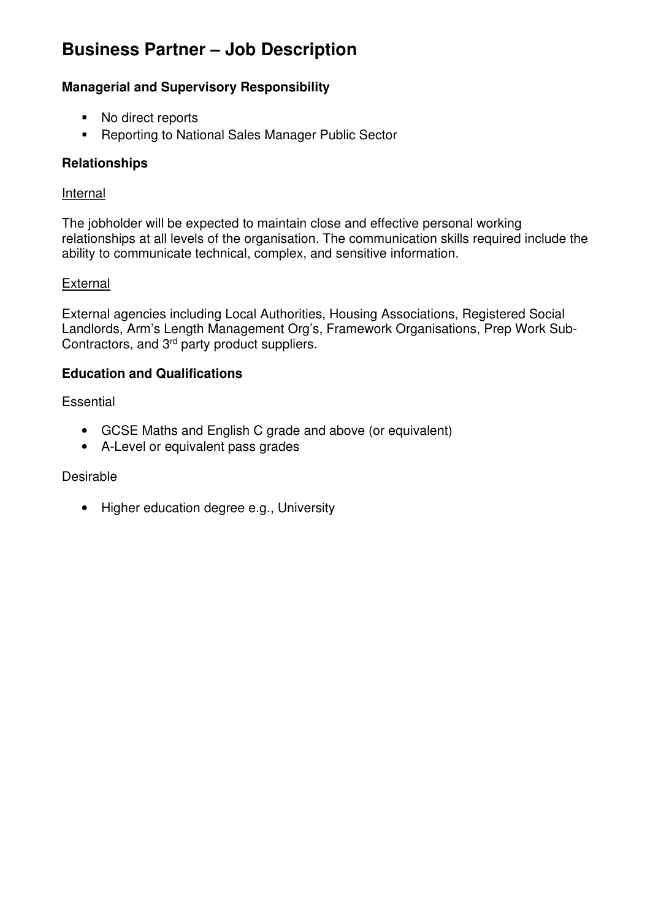# Business Partner – Job Description

### Managerial and Supervisory Responsibility

- No direct reports
- Reporting to National Sales Manager Public Sector

### Relationships

Internal

The jobholder will be expected to maintain close and effective personal working relationships at all levels of the organisation. The communication skills required include the ability to communicate technical, complex, and sensitive information.

External

External agencies including Local Authorities, Housing Associations, Registered Social Landlords, Arm's Length Management Org's, Framework Organisations, Prep Work Sub-Contractors, and 3rd party product suppliers.

### Education and Qualifications

Essential

- GCSE Maths and English C grade and above (or equivalent)
- A-Level or equivalent pass grades

Desirable

- Higher education degree e.g., University